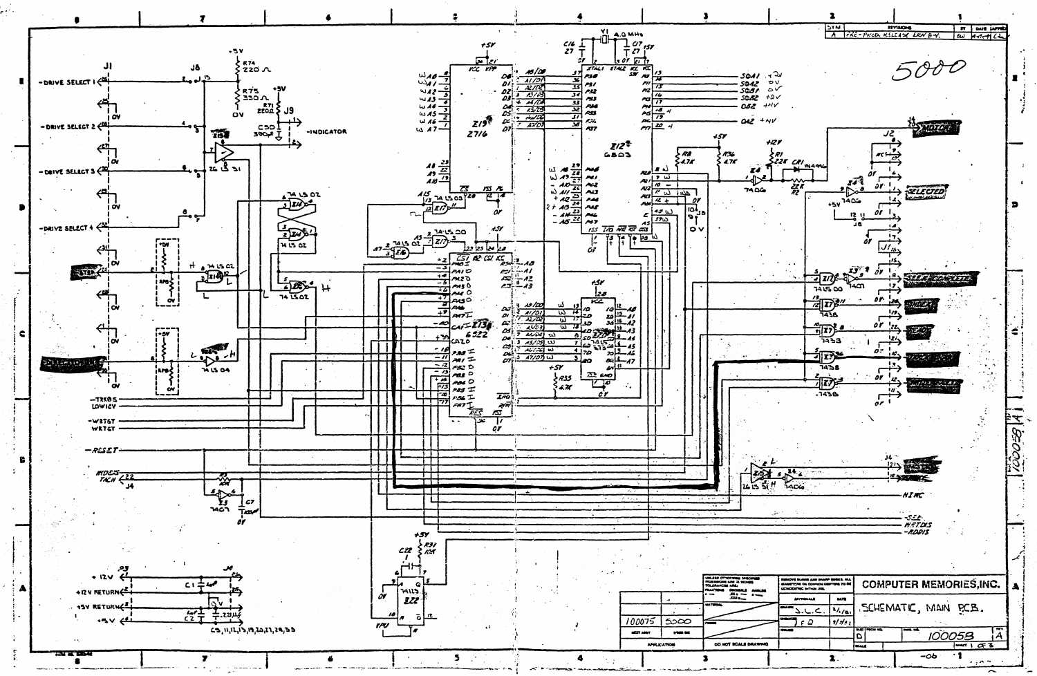# COMPUTER MEMORIES, INC.

## SCHEMATIC, MAIN PCB.

5000

| SYM | REVISIONS | BY | DATE | APPR |
|---|---|---|---|---|
| A | PRE-PROD. RELEASE ERN B-V. | | | |

**Connector J1 signals:** -DRIVE SELECT 1, -DRIVE SELECT 2, -DRIVE SELECT 3, -DRIVE SELECT 4, -STEP, -DIRECTION

**Other signals:** -TRK0S, LOWICV, -WRTGT, WRTGT, -RESET, INDEX TACH (J4, 22), -INDICATOR (J9), -HIMC, -SEL, WRTDIS, -RDDIS

**J2 signals:** MOTOR, SELECTED, SEEK COMPLETE, INDEX, READY, TRACK 000, WRITE FAULT

**Components:** Z19 2716, Z12 6803, Z13 6522, Z22 74123, Y1 4.0 MHz, Z14 74LS02, Z17 74LS00, Z7 7438, Z4 7406, Z8 7406, Z16 74LS04, Z15 26LS31, Z20 26LS32, 74LS373, 7407

**Port outputs (Z12):** SOA1 +2V, SOA2 0V, SOB1 0V, SOB2 +2V, OB2 +4V, OA2 +4V

**Power (P3 / J4):** +12V, +12V RETURN, +5V RETURN, +5V; C1 1µF, C2 1µF; C5, 11, 12, 13, 19, 20, 21, 29, 33

**Resistors:** R74 220Ω, R75 330Ω, R71 220Ω, C50 390pF, R8 4.7K, R36 4.7K, R1 22K, R2 22K, CR1 1N4446, R35 4.7K, R31 12K

| | |
|---|---|
| NEXT ASSY | 100075 |
| USED ON | 5000 |
| APPLICATION | |
| DRAWN | J.L.C. 8/1/81 |
| CHECKED | F.D. 8/7/81 |
| SIZE | D |
| DWG. NO. | 10005B |
| REV | A |
| SHEET | 1 OF 3 |

DO NOT SCALE DRAWING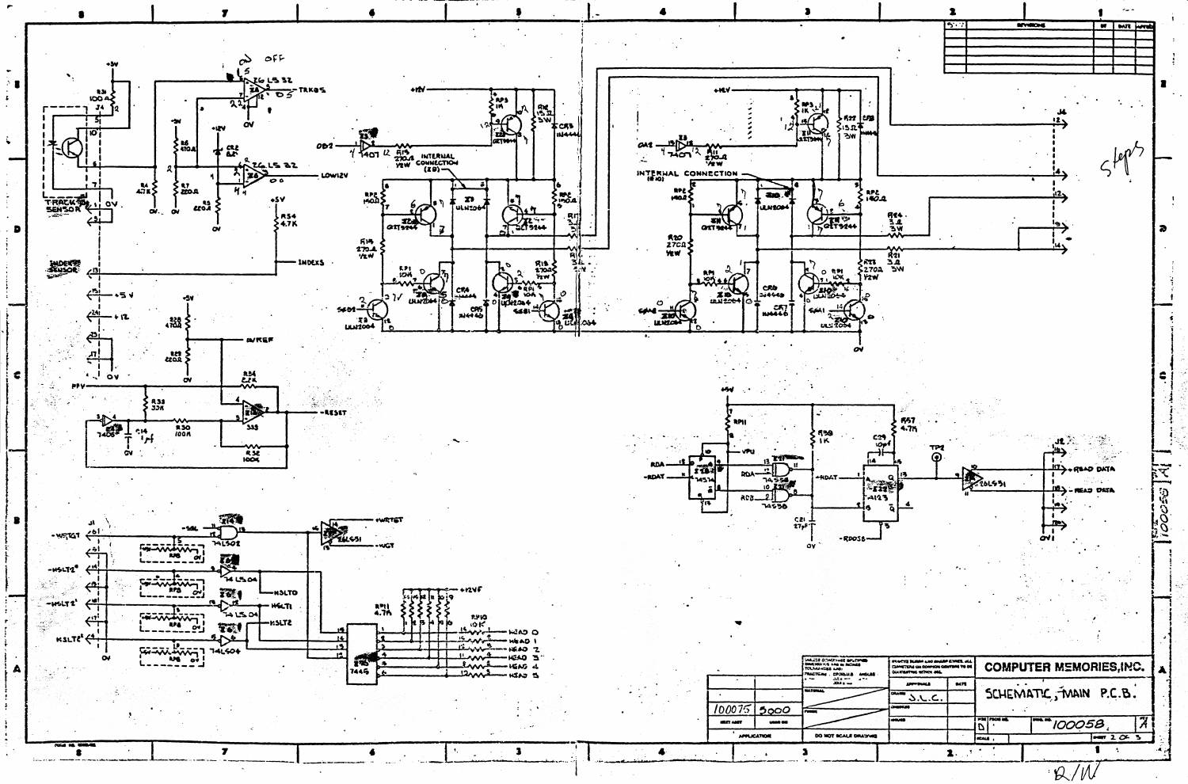# COMPUTER MEMORIES, INC.

## SCHEMATIC, MAIN P.C.B.

| SIZE | FSCM NO. | DWG. NO. | REV |
|---|---|---|---|
| D | | 100058 | A |

SHEET 2 OF 3

| NEXT ASSY | USED ON |
|---|---|
| 100075 | 5000 |

APPLICATION

DO NOT SCALE DRAWING

DRAWN: J.L.C.

UNLESS OTHERWISE SPECIFIED DIMENSIONS ARE IN INCHES TOLERANCES ARE: FRACTIONS DECIMALS ANGLES

REMOVE BURRS AND SHARP EDGES. ALL DIAMETERS ON COMMON CENTERS TO BE CONCENTRIC WITHIN .005.

MATERIAL

FINISH

REVISIONS

| SYM | DESCRIPTION | BY | DATE | APPROVED |
|---|---|---|---|---|
| | | | | |

100058 A

R/W

steps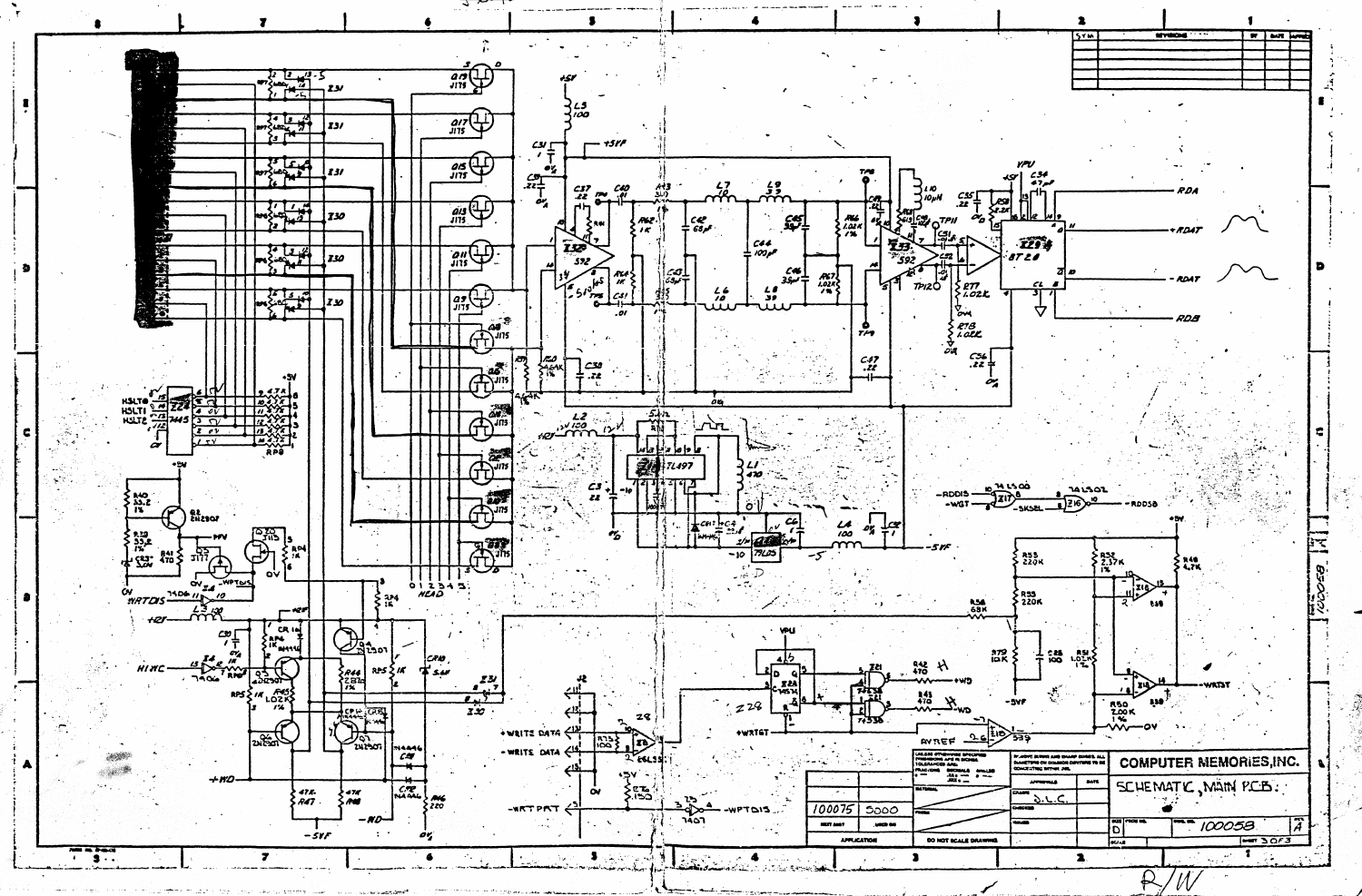COMPUTER MEMORIES, INC.

SCHEMATIC, MAIN PCB

| | |
|---|---|
| NEXT ASSY | USED ON |
| 100075 | 5000 |
| APPLICATION | |

DRAWN: D.L.C.

SIZE: D

DWG NO.: 100058

REV: A

SHEET 3 OF 3

DO NOT SCALE DRAWING

R/W

+WRITE DATA

-WRITE DATA

-WRTPRT

-WPTDIS

+RDAT

-RDAT

RDA

RDB

-RDDIS

-WGT

-SKSEL

-RDDSB

-WRTGT

HSLT0

HSLT1

HSLT2

WRTDIS

HINC

+WD

-WD

HEAD 0 1 2 3 4 5

AVREF

TL497

79L05

592

8T20

7445

74LS00

74LS02

74S74

74S38

339

26LS33

7407

7406